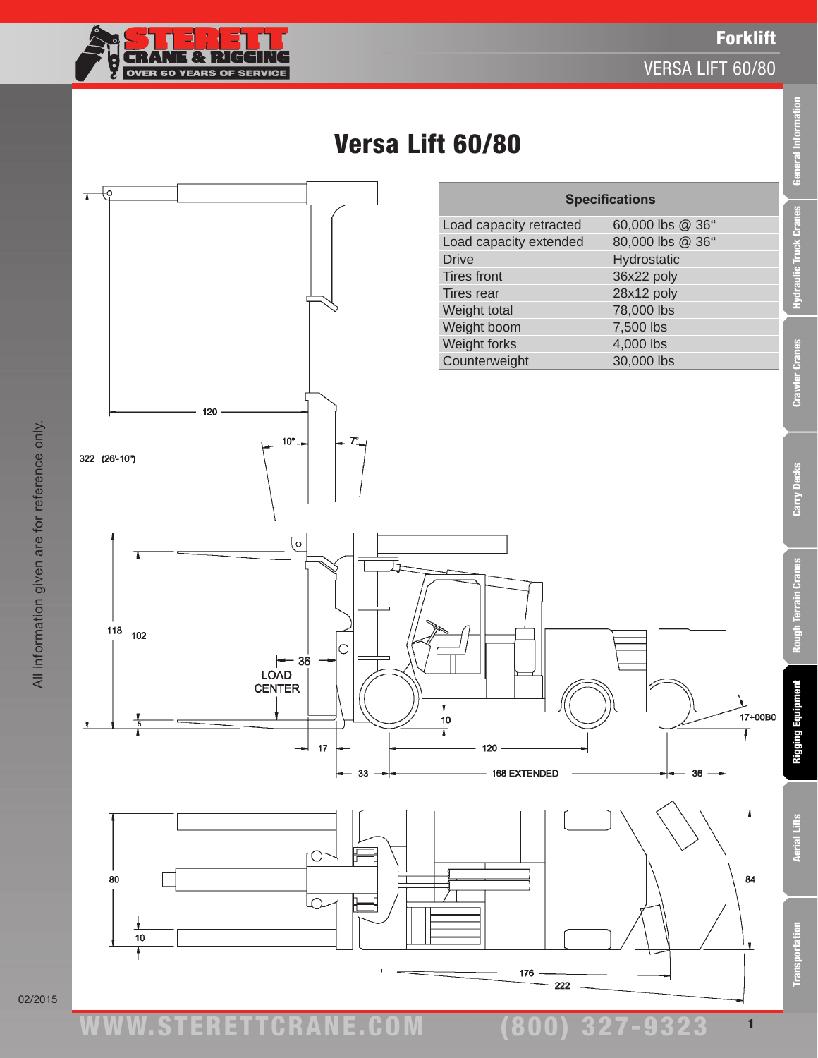# Versa Lift 60/80

| Specifications | |
|---|---|
| Load capacity retracted | 60,000 lbs @ 36" |
| Load capacity extended | 80,000 lbs @ 36" |
| Drive | Hydrostatic |
| Tires front | 36x22 poly |
| Tires rear | 28x12 poly |
| Weight total | 78,000 lbs |
| Weight boom | 7,500 lbs |
| Weight forks | 4,000 lbs |
| Counterweight | 30,000 lbs |

All information given are for reference only.

02/2015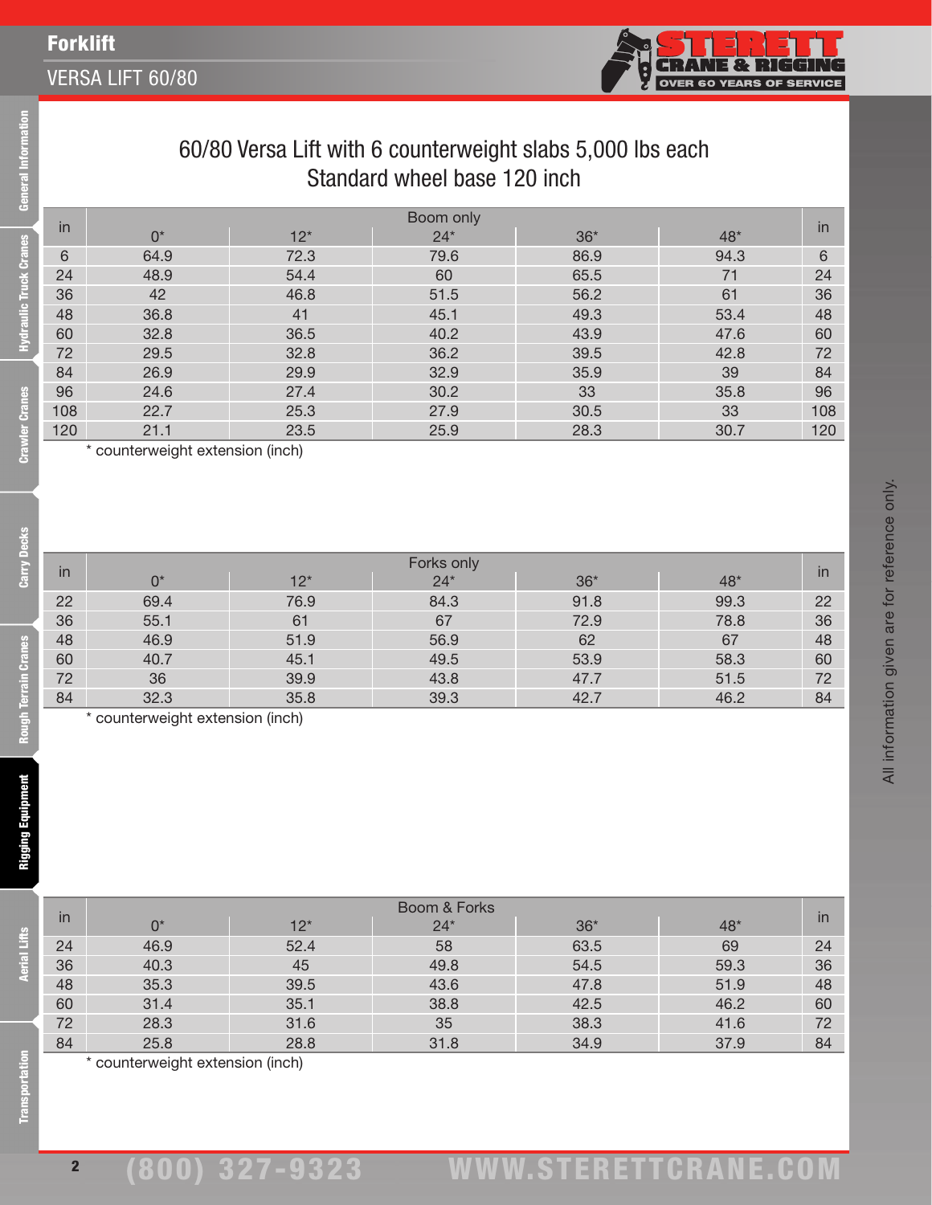# 60/80 Versa Lift with 6 counterweight slabs 5,000 lbs each
## Standard wheel base 120 inch

| in | Boom only | | | | | in |
|---|---|---|---|---|---|---|
| | 0* | 12* | 24* | 36* | 48* | |
| 6 | 64.9 | 72.3 | 79.6 | 86.9 | 94.3 | 6 |
| 24 | 48.9 | 54.4 | 60 | 65.5 | 71 | 24 |
| 36 | 42 | 46.8 | 51.5 | 56.2 | 61 | 36 |
| 48 | 36.8 | 41 | 45.1 | 49.3 | 53.4 | 48 |
| 60 | 32.8 | 36.5 | 40.2 | 43.9 | 47.6 | 60 |
| 72 | 29.5 | 32.8 | 36.2 | 39.5 | 42.8 | 72 |
| 84 | 26.9 | 29.9 | 32.9 | 35.9 | 39 | 84 |
| 96 | 24.6 | 27.4 | 30.2 | 33 | 35.8 | 96 |
| 108 | 22.7 | 25.3 | 27.9 | 30.5 | 33 | 108 |
| 120 | 21.1 | 23.5 | 25.9 | 28.3 | 30.7 | 120 |

* counterweight extension (inch)

| in | Forks only | | | | | in |
|---|---|---|---|---|---|---|
| | 0* | 12* | 24* | 36* | 48* | |
| 22 | 69.4 | 76.9 | 84.3 | 91.8 | 99.3 | 22 |
| 36 | 55.1 | 61 | 67 | 72.9 | 78.8 | 36 |
| 48 | 46.9 | 51.9 | 56.9 | 62 | 67 | 48 |
| 60 | 40.7 | 45.1 | 49.5 | 53.9 | 58.3 | 60 |
| 72 | 36 | 39.9 | 43.8 | 47.7 | 51.5 | 72 |
| 84 | 32.3 | 35.8 | 39.3 | 42.7 | 46.2 | 84 |

* counterweight extension (inch)

| in | Boom & Forks | | | | | in |
|---|---|---|---|---|---|---|
| | 0* | 12* | 24* | 36* | 48* | |
| 24 | 46.9 | 52.4 | 58 | 63.5 | 69 | 24 |
| 36 | 40.3 | 45 | 49.8 | 54.5 | 59.3 | 36 |
| 48 | 35.3 | 39.5 | 43.6 | 47.8 | 51.9 | 48 |
| 60 | 31.4 | 35.1 | 38.8 | 42.5 | 46.2 | 60 |
| 72 | 28.3 | 31.6 | 35 | 38.3 | 41.6 | 72 |
| 84 | 25.8 | 28.8 | 31.8 | 34.9 | 37.9 | 84 |

* counterweight extension (inch)

All information given are for reference only.